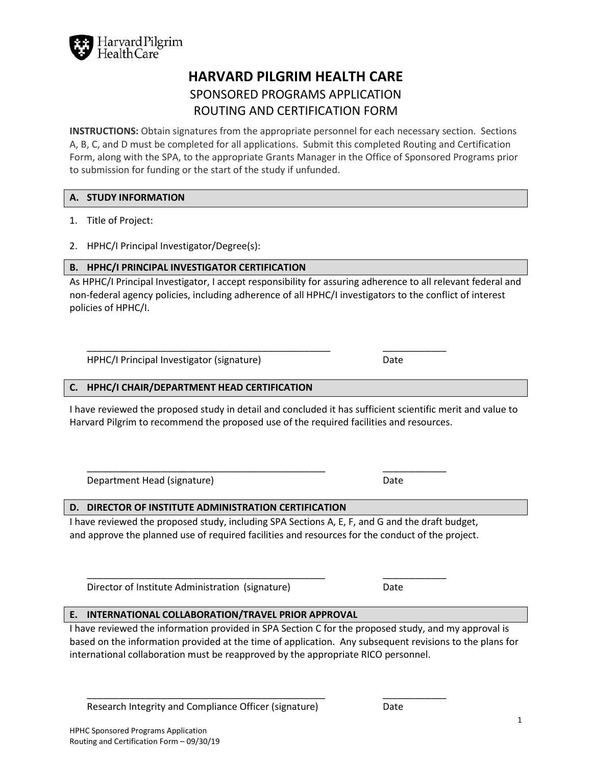# HARVARD PILGRIM HEALTH CARE

## SPONSORED PROGRAMS APPLICATION
## ROUTING AND CERTIFICATION FORM

**INSTRUCTIONS:** Obtain signatures from the appropriate personnel for each necessary section. Sections A, B, C, and D must be completed for all applications. Submit this completed Routing and Certification Form, along with the SPA, to the appropriate Grants Manager in the Office of Sponsored Programs prior to submission for funding or the start of the study if unfunded.

### A. STUDY INFORMATION

1. Title of Project:
2. HPHC/I Principal Investigator/Degree(s):

### B. HPHC/I PRINCIPAL INVESTIGATOR CERTIFICATION

As HPHC/I Principal Investigator, I accept responsibility for assuring adherence to all relevant federal and non-federal agency policies, including adherence of all HPHC/I investigators to the conflict of interest policies of HPHC/I.

_______________________________________________ ____________

HPHC/I Principal Investigator (signature) Date

### C. HPHC/I CHAIR/DEPARTMENT HEAD CERTIFICATION

I have reviewed the proposed study in detail and concluded it has sufficient scientific merit and value to Harvard Pilgrim to recommend the proposed use of the required facilities and resources.

_______________________________________________ ____________

Department Head (signature) Date

### D. DIRECTOR OF INSTITUTE ADMINISTRATION CERTIFICATION

I have reviewed the proposed study, including SPA Sections A, E, F, and G and the draft budget, and approve the planned use of required facilities and resources for the conduct of the project.

_______________________________________________ ____________

Director of Institute Administration (signature) Date

### E. INTERNATIONAL COLLABORATION/TRAVEL PRIOR APPROVAL

I have reviewed the information provided in SPA Section C for the proposed study, and my approval is based on the information provided at the time of application. Any subsequent revisions to the plans for international collaboration must be reapproved by the appropriate RICO personnel.

_______________________________________________ ____________

Research Integrity and Compliance Officer (signature) Date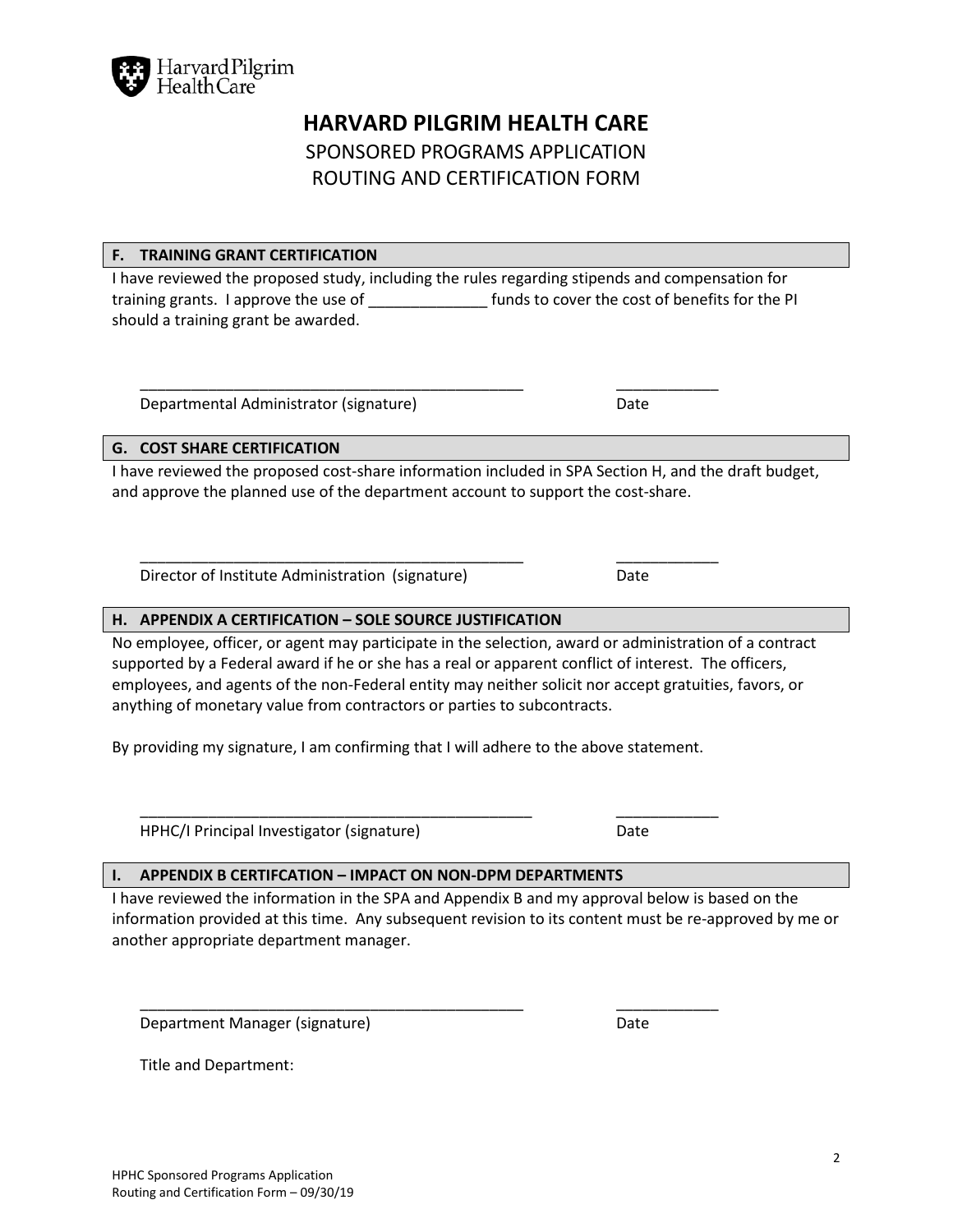# HARVARD PILGRIM HEALTH CARE

## SPONSORED PROGRAMS APPLICATION ROUTING AND CERTIFICATION FORM

### F. TRAINING GRANT CERTIFICATION

I have reviewed the proposed study, including the rules regarding stipends and compensation for training grants. I approve the use of ______________ funds to cover the cost of benefits for the PI should a training grant be awarded.

_______________________________________________ ____________

Departmental Administrator (signature) Date

### G. COST SHARE CERTIFICATION

I have reviewed the proposed cost-share information included in SPA Section H, and the draft budget, and approve the planned use of the department account to support the cost-share.

_______________________________________________ ____________

Director of Institute Administration (signature) Date

### H. APPENDIX A CERTIFICATION – SOLE SOURCE JUSTIFICATION

No employee, officer, or agent may participate in the selection, award or administration of a contract supported by a Federal award if he or she has a real or apparent conflict of interest. The officers, employees, and agents of the non-Federal entity may neither solicit nor accept gratuities, favors, or anything of monetary value from contractors or parties to subcontracts.

By providing my signature, I am confirming that I will adhere to the above statement.

_______________________________________________ ____________

HPHC/I Principal Investigator (signature) Date

### I. APPENDIX B CERTIFCATION – IMPACT ON NON-DPM DEPARTMENTS

I have reviewed the information in the SPA and Appendix B and my approval below is based on the information provided at this time. Any subsequent revision to its content must be re-approved by me or another appropriate department manager.

_______________________________________________ ____________

Department Manager (signature) Date

Title and Department: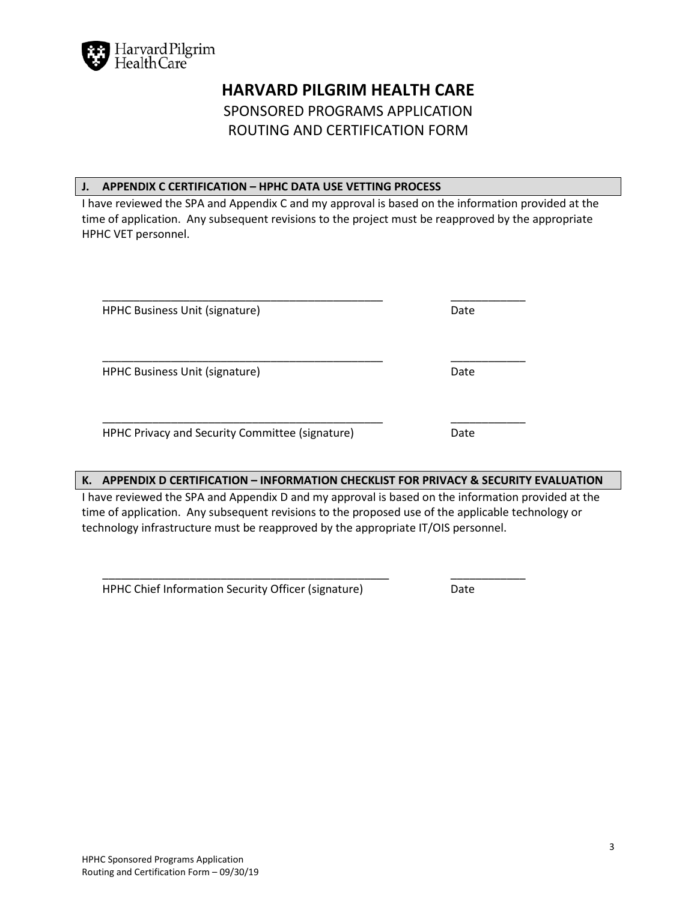# HARVARD PILGRIM HEALTH CARE

SPONSORED PROGRAMS APPLICATION
ROUTING AND CERTIFICATION FORM

## J. APPENDIX C CERTIFICATION – HPHC DATA USE VETTING PROCESS

I have reviewed the SPA and Appendix C and my approval is based on the information provided at the time of application. Any subsequent revisions to the project must be reapproved by the appropriate HPHC VET personnel.

_______________________________________________ ____________

HPHC Business Unit (signature) Date

_______________________________________________ ____________

HPHC Business Unit (signature) Date

_______________________________________________ ____________

HPHC Privacy and Security Committee (signature) Date

## K. APPENDIX D CERTIFICATION – INFORMATION CHECKLIST FOR PRIVACY & SECURITY EVALUATION

I have reviewed the SPA and Appendix D and my approval is based on the information provided at the time of application. Any subsequent revisions to the proposed use of the applicable technology or technology infrastructure must be reapproved by the appropriate IT/OIS personnel.

_______________________________________________ ____________

HPHC Chief Information Security Officer (signature) Date

HPHC Sponsored Programs Application
Routing and Certification Form – 09/30/19